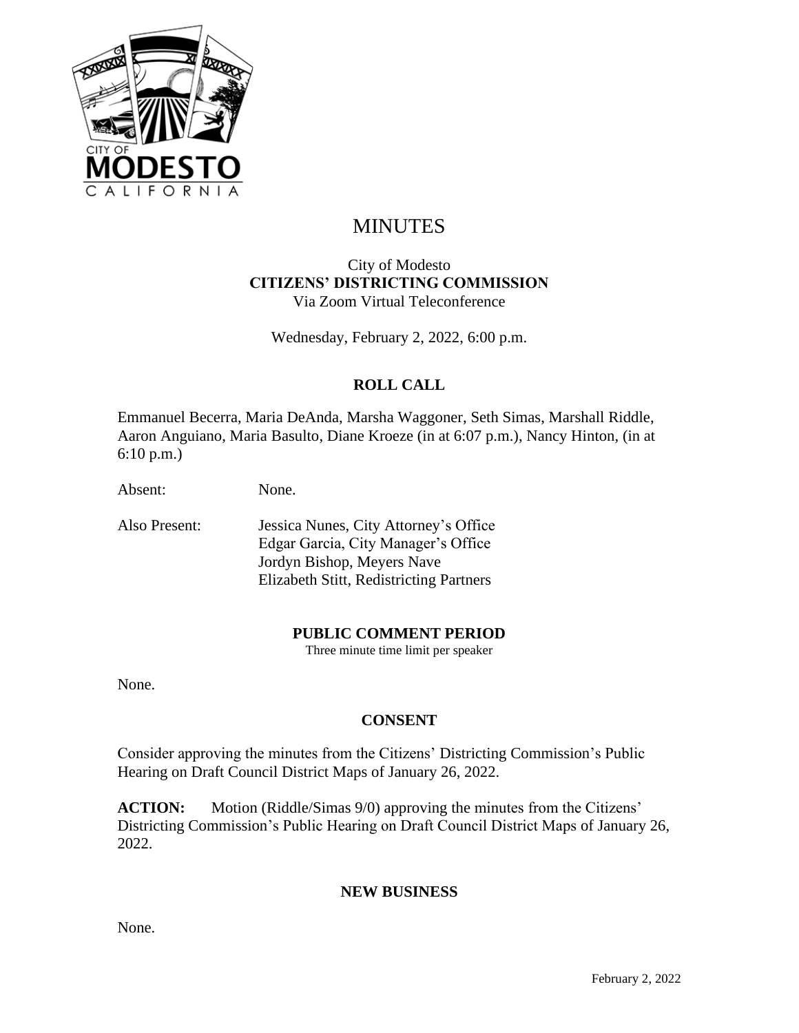# MINUTES

City of Modesto
**CITIZENS' DISTRICTING COMMISSION**
Via Zoom Virtual Teleconference

Wednesday, February 2, 2022, 6:00 p.m.

## ROLL CALL

Emmanuel Becerra, Maria DeAnda, Marsha Waggoner, Seth Simas, Marshall Riddle, Aaron Anguiano, Maria Basulto, Diane Kroeze (in at 6:07 p.m.), Nancy Hinton, (in at 6:10 p.m.)

Absent: None.

Also Present: Jessica Nunes, City Attorney's Office
Edgar Garcia, City Manager's Office
Jordyn Bishop, Meyers Nave
Elizabeth Stitt, Redistricting Partners

## PUBLIC COMMENT PERIOD

Three minute time limit per speaker

None.

## CONSENT

Consider approving the minutes from the Citizens' Districting Commission's Public Hearing on Draft Council District Maps of January 26, 2022.

**ACTION:** Motion (Riddle/Simas 9/0) approving the minutes from the Citizens' Districting Commission's Public Hearing on Draft Council District Maps of January 26, 2022.

## NEW BUSINESS

None.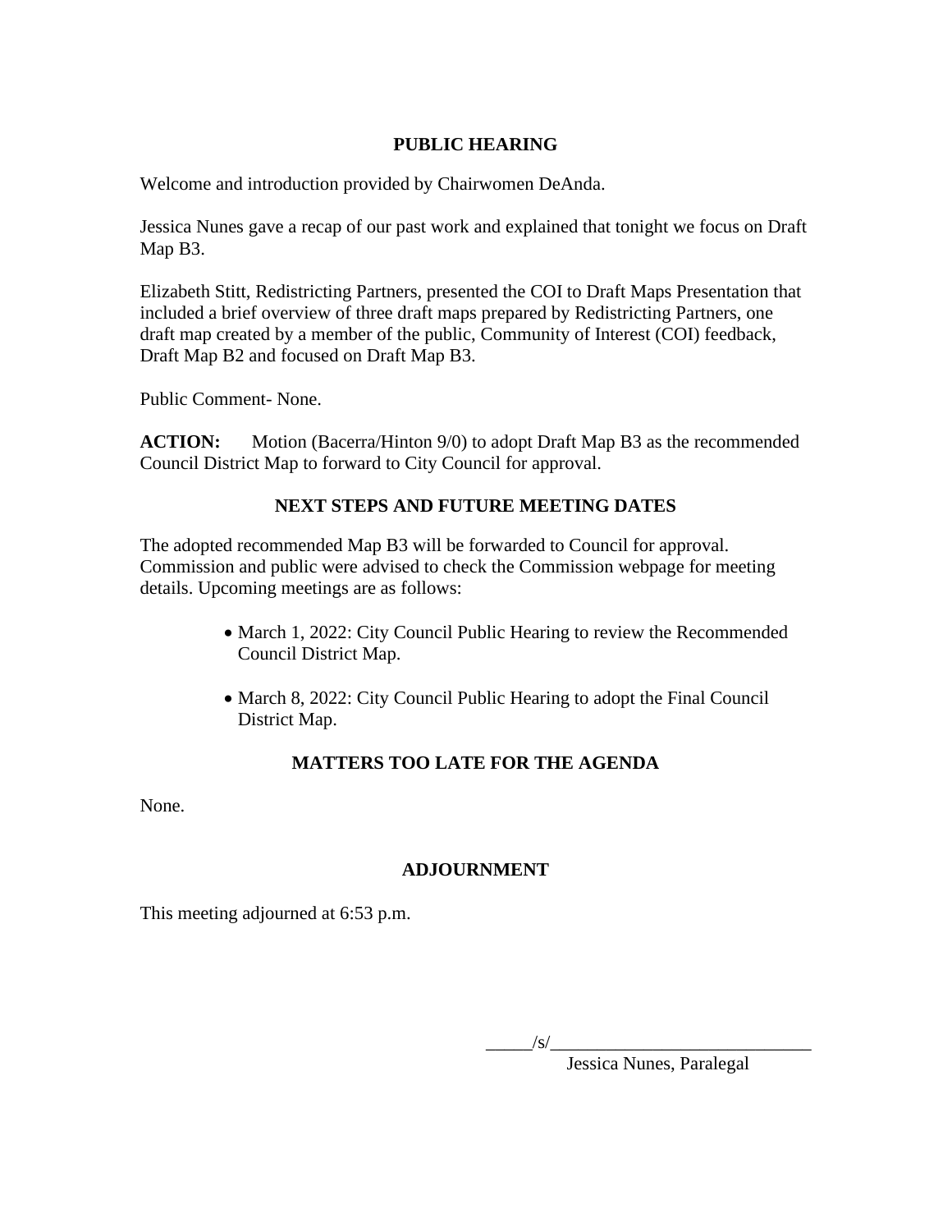## PUBLIC HEARING

Welcome and introduction provided by Chairwomen DeAnda.

Jessica Nunes gave a recap of our past work and explained that tonight we focus on Draft Map B3.

Elizabeth Stitt, Redistricting Partners, presented the COI to Draft Maps Presentation that included a brief overview of three draft maps prepared by Redistricting Partners, one draft map created by a member of the public, Community of Interest (COI) feedback, Draft Map B2 and focused on Draft Map B3.

Public Comment- None.

**ACTION:** Motion (Bacerra/Hinton 9/0) to adopt Draft Map B3 as the recommended Council District Map to forward to City Council for approval.

## NEXT STEPS AND FUTURE MEETING DATES

The adopted recommended Map B3 will be forwarded to Council for approval. Commission and public were advised to check the Commission webpage for meeting details. Upcoming meetings are as follows:

- March 1, 2022: City Council Public Hearing to review the Recommended Council District Map.
- March 8, 2022: City Council Public Hearing to adopt the Final Council District Map.

## MATTERS TOO LATE FOR THE AGENDA

None.

## ADJOURNMENT

This meeting adjourned at 6:53 p.m.

_____/s/____________________________
Jessica Nunes, Paralegal